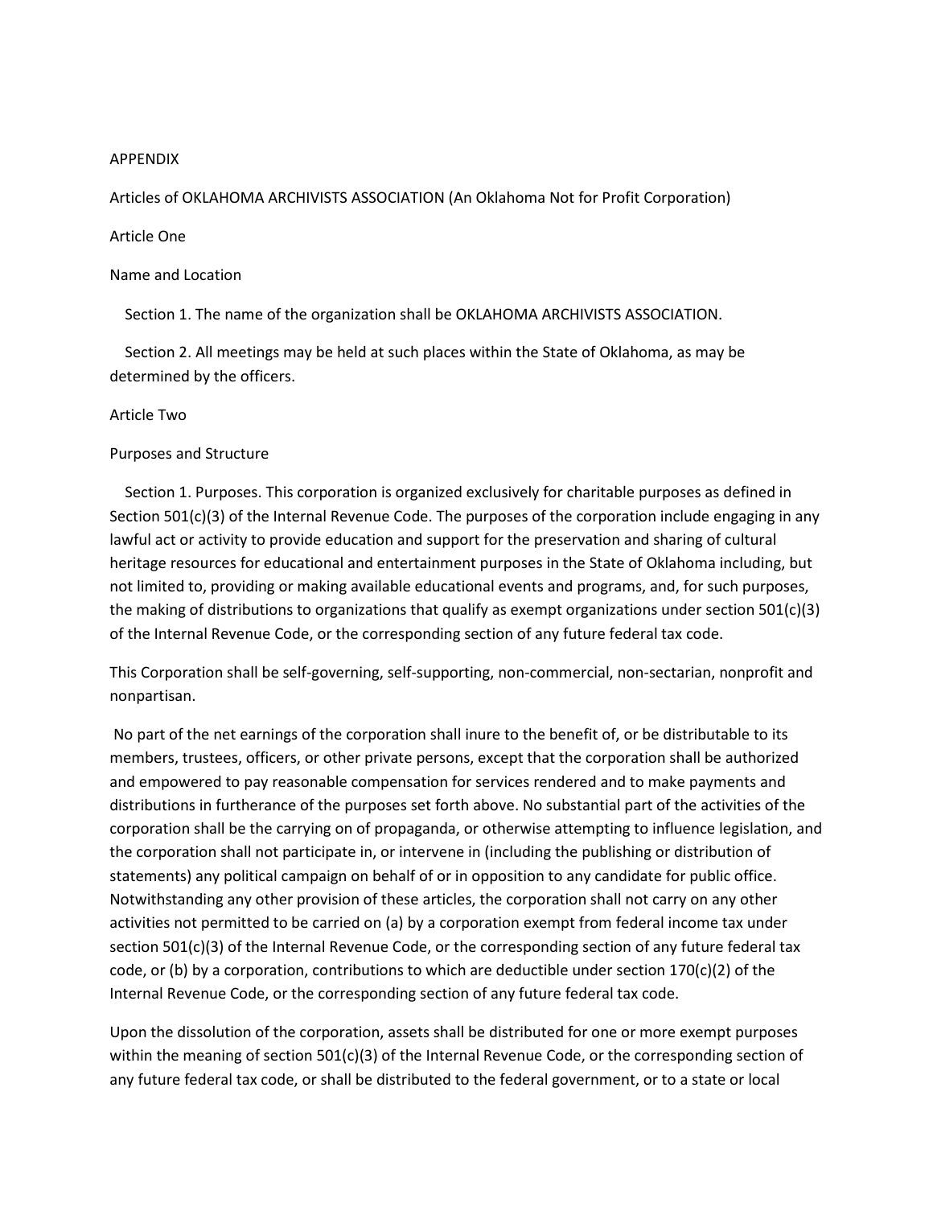# APPENDIX

## Articles of OKLAHOMA ARCHIVISTS ASSOCIATION (An Oklahoma Not for Profit Corporation)

### Article One

### Name and Location

Section 1. The name of the organization shall be OKLAHOMA ARCHIVISTS ASSOCIATION.

Section 2. All meetings may be held at such places within the State of Oklahoma, as may be determined by the officers.

### Article Two

### Purposes and Structure

Section 1. Purposes. This corporation is organized exclusively for charitable purposes as defined in Section 501(c)(3) of the Internal Revenue Code. The purposes of the corporation include engaging in any lawful act or activity to provide education and support for the preservation and sharing of cultural heritage resources for educational and entertainment purposes in the State of Oklahoma including, but not limited to, providing or making available educational events and programs, and, for such purposes, the making of distributions to organizations that qualify as exempt organizations under section 501(c)(3) of the Internal Revenue Code, or the corresponding section of any future federal tax code.

This Corporation shall be self-governing, self-supporting, non-commercial, non-sectarian, nonprofit and nonpartisan.

No part of the net earnings of the corporation shall inure to the benefit of, or be distributable to its members, trustees, officers, or other private persons, except that the corporation shall be authorized and empowered to pay reasonable compensation for services rendered and to make payments and distributions in furtherance of the purposes set forth above. No substantial part of the activities of the corporation shall be the carrying on of propaganda, or otherwise attempting to influence legislation, and the corporation shall not participate in, or intervene in (including the publishing or distribution of statements) any political campaign on behalf of or in opposition to any candidate for public office. Notwithstanding any other provision of these articles, the corporation shall not carry on any other activities not permitted to be carried on (a) by a corporation exempt from federal income tax under section 501(c)(3) of the Internal Revenue Code, or the corresponding section of any future federal tax code, or (b) by a corporation, contributions to which are deductible under section 170(c)(2) of the Internal Revenue Code, or the corresponding section of any future federal tax code.

Upon the dissolution of the corporation, assets shall be distributed for one or more exempt purposes within the meaning of section 501(c)(3) of the Internal Revenue Code, or the corresponding section of any future federal tax code, or shall be distributed to the federal government, or to a state or local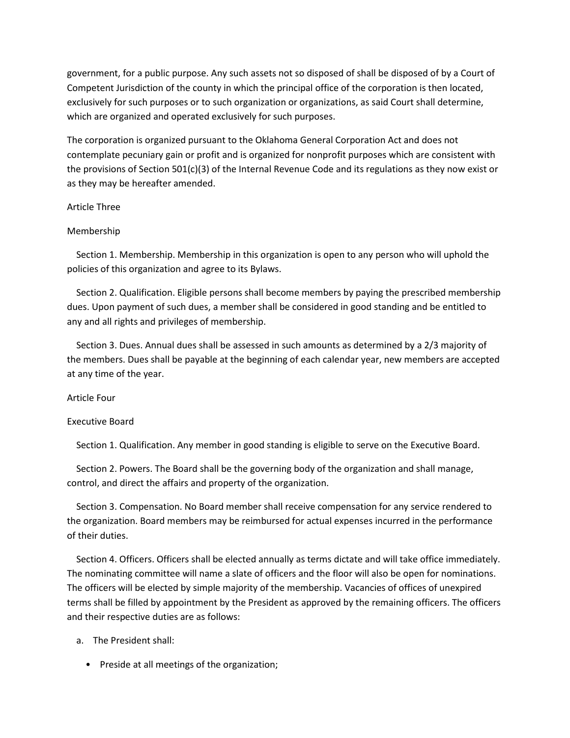government, for a public purpose. Any such assets not so disposed of shall be disposed of by a Court of Competent Jurisdiction of the county in which the principal office of the corporation is then located, exclusively for such purposes or to such organization or organizations, as said Court shall determine, which are organized and operated exclusively for such purposes.

The corporation is organized pursuant to the Oklahoma General Corporation Act and does not contemplate pecuniary gain or profit and is organized for nonprofit purposes which are consistent with the provisions of Section 501(c)(3) of the Internal Revenue Code and its regulations as they now exist or as they may be hereafter amended.

## Article Three

### Membership

Section 1. Membership. Membership in this organization is open to any person who will uphold the policies of this organization and agree to its Bylaws.

Section 2. Qualification. Eligible persons shall become members by paying the prescribed membership dues. Upon payment of such dues, a member shall be considered in good standing and be entitled to any and all rights and privileges of membership.

Section 3. Dues. Annual dues shall be assessed in such amounts as determined by a 2/3 majority of the members. Dues shall be payable at the beginning of each calendar year, new members are accepted at any time of the year.

## Article Four

### Executive Board

Section 1. Qualification. Any member in good standing is eligible to serve on the Executive Board.

Section 2. Powers. The Board shall be the governing body of the organization and shall manage, control, and direct the affairs and property of the organization.

Section 3. Compensation. No Board member shall receive compensation for any service rendered to the organization. Board members may be reimbursed for actual expenses incurred in the performance of their duties.

Section 4. Officers. Officers shall be elected annually as terms dictate and will take office immediately. The nominating committee will name a slate of officers and the floor will also be open for nominations. The officers will be elected by simple majority of the membership. Vacancies of offices of unexpired terms shall be filled by appointment by the President as approved by the remaining officers. The officers and their respective duties are as follows:

a. The President shall:

- Preside at all meetings of the organization;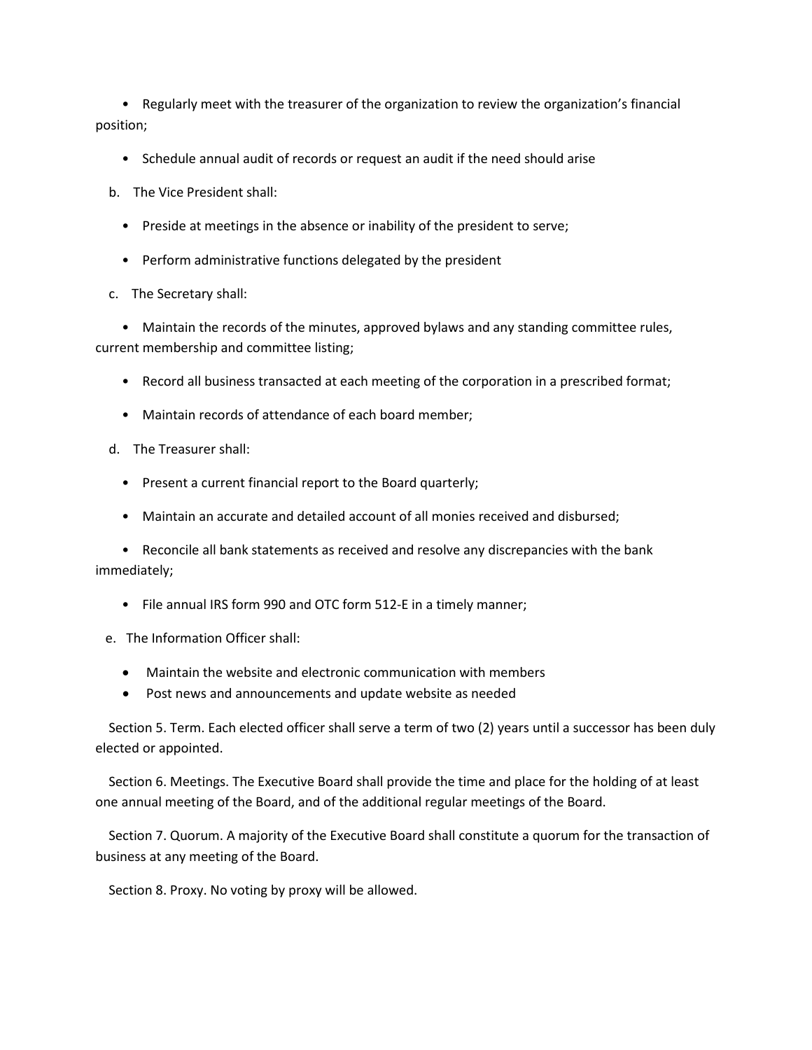- Regularly meet with the treasurer of the organization to review the organization's financial position;
- Schedule annual audit of records or request an audit if the need should arise

b. The Vice President shall:

- Preside at meetings in the absence or inability of the president to serve;
- Perform administrative functions delegated by the president

c. The Secretary shall:

- Maintain the records of the minutes, approved bylaws and any standing committee rules, current membership and committee listing;
- Record all business transacted at each meeting of the corporation in a prescribed format;
- Maintain records of attendance of each board member;

d. The Treasurer shall:

- Present a current financial report to the Board quarterly;
- Maintain an accurate and detailed account of all monies received and disbursed;
- Reconcile all bank statements as received and resolve any discrepancies with the bank immediately;
- File annual IRS form 990 and OTC form 512-E in a timely manner;

e. The Information Officer shall:

- Maintain the website and electronic communication with members
- Post news and announcements and update website as needed

Section 5. Term. Each elected officer shall serve a term of two (2) years until a successor has been duly elected or appointed.

Section 6. Meetings. The Executive Board shall provide the time and place for the holding of at least one annual meeting of the Board, and of the additional regular meetings of the Board.

Section 7. Quorum. A majority of the Executive Board shall constitute a quorum for the transaction of business at any meeting of the Board.

Section 8. Proxy. No voting by proxy will be allowed.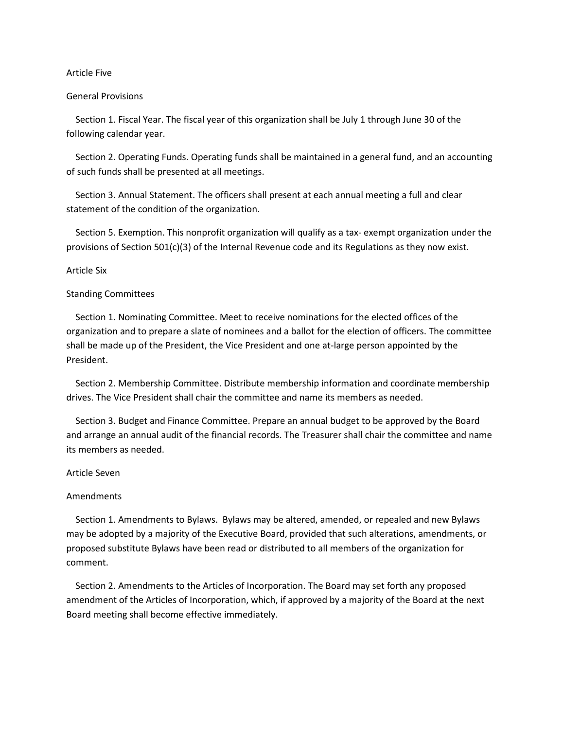## Article Five

### General Provisions

Section 1. Fiscal Year. The fiscal year of this organization shall be July 1 through June 30 of the following calendar year.

Section 2. Operating Funds. Operating funds shall be maintained in a general fund, and an accounting of such funds shall be presented at all meetings.

Section 3. Annual Statement. The officers shall present at each annual meeting a full and clear statement of the condition of the organization.

Section 5. Exemption. This nonprofit organization will qualify as a tax- exempt organization under the provisions of Section 501(c)(3) of the Internal Revenue code and its Regulations as they now exist.

## Article Six

### Standing Committees

Section 1. Nominating Committee. Meet to receive nominations for the elected offices of the organization and to prepare a slate of nominees and a ballot for the election of officers. The committee shall be made up of the President, the Vice President and one at-large person appointed by the President.

Section 2. Membership Committee. Distribute membership information and coordinate membership drives. The Vice President shall chair the committee and name its members as needed.

Section 3. Budget and Finance Committee. Prepare an annual budget to be approved by the Board and arrange an annual audit of the financial records. The Treasurer shall chair the committee and name its members as needed.

## Article Seven

### Amendments

Section 1. Amendments to Bylaws. Bylaws may be altered, amended, or repealed and new Bylaws may be adopted by a majority of the Executive Board, provided that such alterations, amendments, or proposed substitute Bylaws have been read or distributed to all members of the organization for comment.

Section 2. Amendments to the Articles of Incorporation. The Board may set forth any proposed amendment of the Articles of Incorporation, which, if approved by a majority of the Board at the next Board meeting shall become effective immediately.